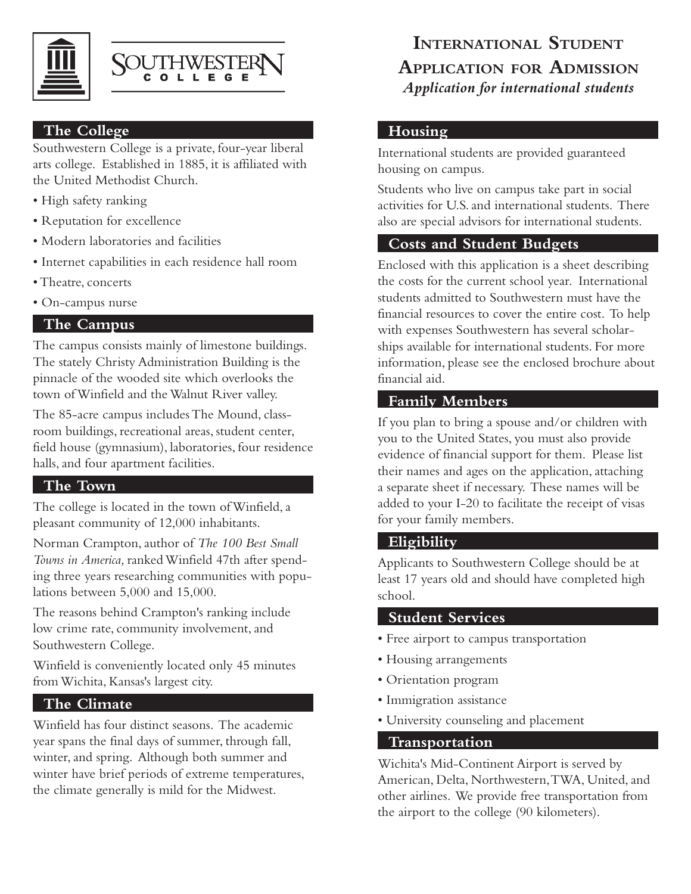# Southwestern College

# International Student Application for Admission

*Application for international students*

## The College

Southwestern College is a private, four-year liberal arts college. Established in 1885, it is affiliated with the United Methodist Church.

- High safety ranking
- Reputation for excellence
- Modern laboratories and facilities
- Internet capabilities in each residence hall room
- Theatre, concerts
- On-campus nurse

## The Campus

The campus consists mainly of limestone buildings. The stately Christy Administration Building is the pinnacle of the wooded site which overlooks the town of Winfield and the Walnut River valley.

The 85-acre campus includes The Mound, classroom buildings, recreational areas, student center, field house (gymnasium), laboratories, four residence halls, and four apartment facilities.

## The Town

The college is located in the town of Winfield, a pleasant community of 12,000 inhabitants.

Norman Crampton, author of *The 100 Best Small Towns in America,* ranked Winfield 47th after spending three years researching communities with populations between 5,000 and 15,000.

The reasons behind Crampton's ranking include low crime rate, community involvement, and Southwestern College.

Winfield is conveniently located only 45 minutes from Wichita, Kansas's largest city.

## The Climate

Winfield has four distinct seasons. The academic year spans the final days of summer, through fall, winter, and spring. Although both summer and winter have brief periods of extreme temperatures, the climate generally is mild for the Midwest.

## Housing

International students are provided guaranteed housing on campus.

Students who live on campus take part in social activities for U.S. and international students. There also are special advisors for international students.

## Costs and Student Budgets

Enclosed with this application is a sheet describing the costs for the current school year. International students admitted to Southwestern must have the financial resources to cover the entire cost. To help with expenses Southwestern has several scholarships available for international students. For more information, please see the enclosed brochure about financial aid.

## Family Members

If you plan to bring a spouse and/or children with you to the United States, you must also provide evidence of financial support for them. Please list their names and ages on the application, attaching a separate sheet if necessary. These names will be added to your I-20 to facilitate the receipt of visas for your family members.

## Eligibility

Applicants to Southwestern College should be at least 17 years old and should have completed high school.

## Student Services

- Free airport to campus transportation
- Housing arrangements
- Orientation program
- Immigration assistance
- University counseling and placement

## Transportation

Wichita's Mid-Continent Airport is served by American, Delta, Northwestern, TWA, United, and other airlines. We provide free transportation from the airport to the college (90 kilometers).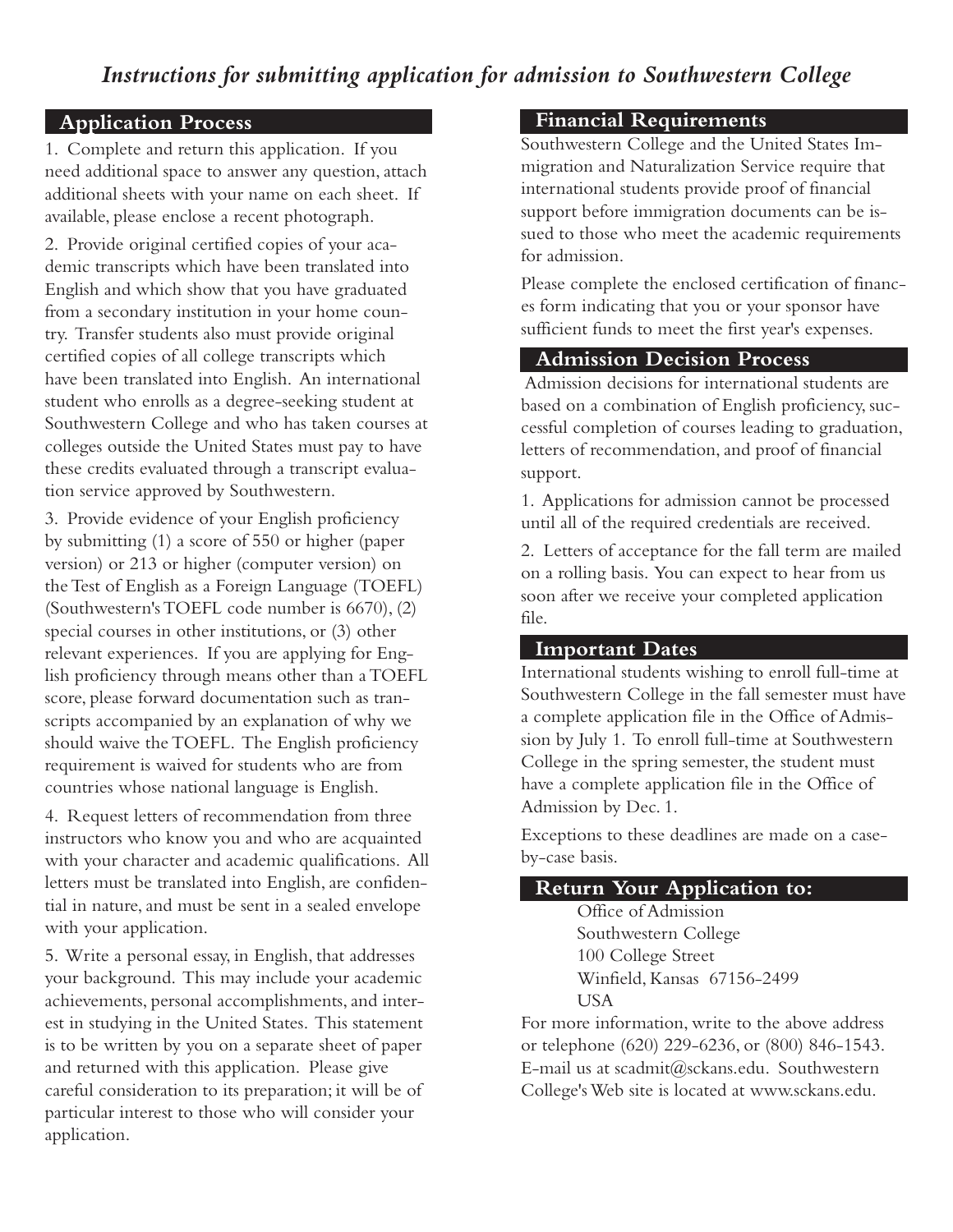# *Instructions for submitting application for admission to Southwestern College*

## Application Process

1. Complete and return this application. If you need additional space to answer any question, attach additional sheets with your name on each sheet. If available, please enclose a recent photograph.

2. Provide original certified copies of your academic transcripts which have been translated into English and which show that you have graduated from a secondary institution in your home country. Transfer students also must provide original certified copies of all college transcripts which have been translated into English. An international student who enrolls as a degree-seeking student at Southwestern College and who has taken courses at colleges outside the United States must pay to have these credits evaluated through a transcript evaluation service approved by Southwestern.

3. Provide evidence of your English proficiency by submitting (1) a score of 550 or higher (paper version) or 213 or higher (computer version) on the Test of English as a Foreign Language (TOEFL) (Southwestern's TOEFL code number is 6670), (2) special courses in other institutions, or (3) other relevant experiences. If you are applying for English proficiency through means other than a TOEFL score, please forward documentation such as transcripts accompanied by an explanation of why we should waive the TOEFL. The English proficiency requirement is waived for students who are from countries whose national language is English.

4. Request letters of recommendation from three instructors who know you and who are acquainted with your character and academic qualifications. All letters must be translated into English, are confidential in nature, and must be sent in a sealed envelope with your application.

5. Write a personal essay, in English, that addresses your background. This may include your academic achievements, personal accomplishments, and interest in studying in the United States. This statement is to be written by you on a separate sheet of paper and returned with this application. Please give careful consideration to its preparation; it will be of particular interest to those who will consider your application.

## Financial Requirements

Southwestern College and the United States Immigration and Naturalization Service require that international students provide proof of financial support before immigration documents can be issued to those who meet the academic requirements for admission.

Please complete the enclosed certification of finances form indicating that you or your sponsor have sufficient funds to meet the first year's expenses.

## Admission Decision Process

Admission decisions for international students are based on a combination of English proficiency, successful completion of courses leading to graduation, letters of recommendation, and proof of financial support.

1. Applications for admission cannot be processed until all of the required credentials are received.

2. Letters of acceptance for the fall term are mailed on a rolling basis. You can expect to hear from us soon after we receive your completed application file.

## Important Dates

International students wishing to enroll full-time at Southwestern College in the fall semester must have a complete application file in the Office of Admission by July 1. To enroll full-time at Southwestern College in the spring semester, the student must have a complete application file in the Office of Admission by Dec. 1.

Exceptions to these deadlines are made on a case-by-case basis.

## Return Your Application to:

Office of Admission
Southwestern College
100 College Street
Winfield, Kansas 67156-2499
USA

For more information, write to the above address or telephone (620) 229-6236, or (800) 846-1543. E-mail us at scadmit@sckans.edu. Southwestern College's Web site is located at www.sckans.edu.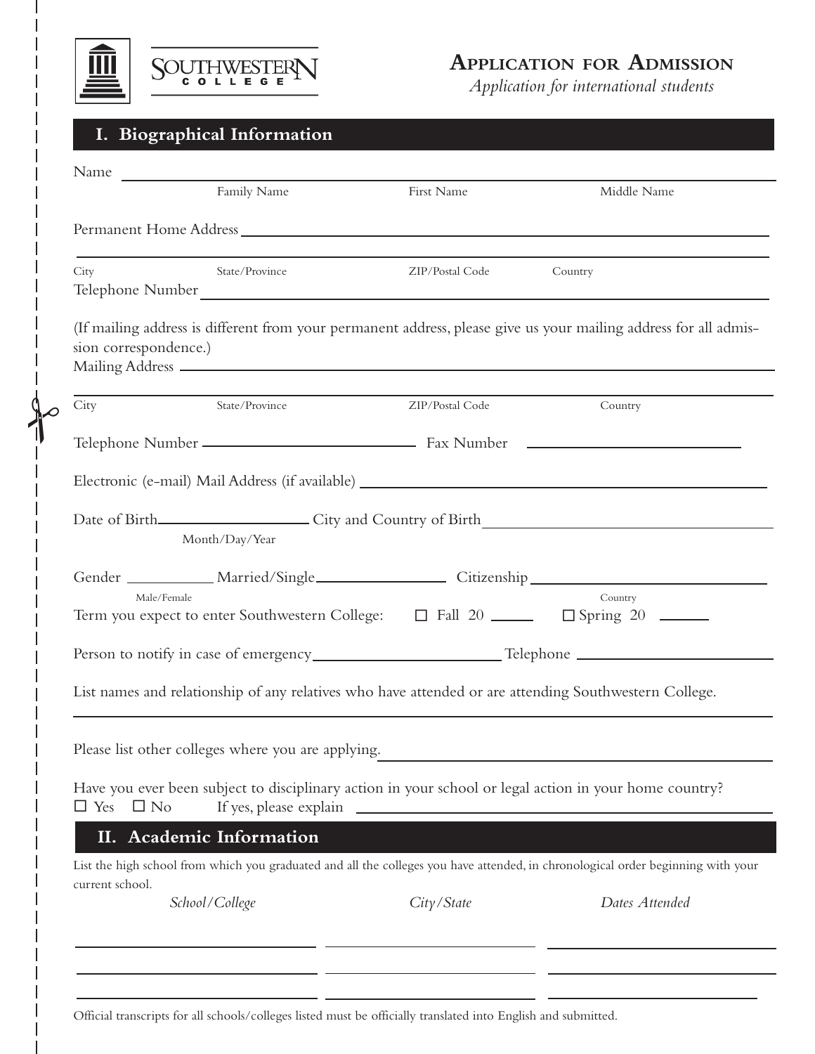SOUTHWESTERN COLLEGE

# Application for Admission

*Application for international students*

## I. Biographical Information

Name ______________________________________________________________

Family Name First Name Middle Name

Permanent Home Address ______________________________________________

______________________________________________________________

City State/Province ZIP/Postal Code Country

Telephone Number ____________________________________________________

(If mailing address is different from your permanent address, please give us your mailing address for all admission correspondence.)

Mailing Address ______________________________________________________

______________________________________________________________

City State/Province ZIP/Postal Code Country

Telephone Number ____________________ Fax Number ____________________

Electronic (e-mail) Mail Address (if available) ____________________________

Date of Birth ____________________ City and Country of Birth ____________________

Month/Day/Year

Gender __________ Married/Single ______________ Citizenship ____________________

Male/Female Country

Term you expect to enter Southwestern College: ☐ Fall 20 _____ ☐ Spring 20 _____

Person to notify in case of emergency ____________________ Telephone ____________________

List names and relationship of any relatives who have attended or are attending Southwestern College.

______________________________________________________________

Please list other colleges where you are applying. ______________________________

Have you ever been subject to disciplinary action in your school or legal action in your home country?

☐ Yes ☐ No If yes, please explain ______________________________

## II. Academic Information

List the high school from which you graduated and all the colleges you have attended, in chronological order beginning with your current school.

| *School/College* | *City/State* | *Dates Attended* |
| --- | --- | --- |
| | | |
| | | |
| | | |

Official transcripts for all schools/colleges listed must be officially translated into English and submitted.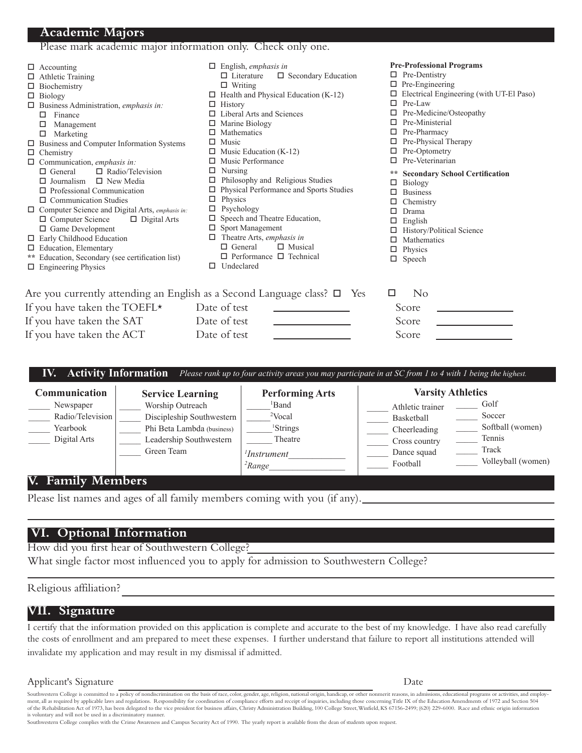## Academic Majors

Please mark academic major information only. Check only one.

- ☐ Accounting
- ☐ Athletic Training
- ☐ Biochemistry
- ☐ Biology
- ☐ Business Administration, *emphasis in:*
  - ☐ Finance
  - ☐ Management
  - ☐ Marketing
- ☐ Business and Computer Information Systems
- ☐ Chemistry
- ☐ Communication, *emphasis in:*
  - ☐ General ☐ Radio/Television
  - ☐ Journalism ☐ New Media
  - ☐ Professional Communication
  - ☐ Communication Studies
- ☐ Computer Science and Digital Arts, *emphasis in:*
  - ☐ Computer Science ☐ Digital Arts
  - ☐ Game Development
- ☐ Early Childhood Education
- ☐ Education, Elementary
- ** Education, Secondary (see certification list)
- ☐ Engineering Physics
- ☐ English, *emphasis in*
  - ☐ Literature ☐ Secondary Education
  - ☐ Writing
- ☐ Health and Physical Education (K-12)
- ☐ History
- ☐ Liberal Arts and Sciences
- ☐ Marine Biology
- ☐ Mathematics
- ☐ Music
- ☐ Music Education (K-12)
- ☐ Music Performance
- ☐ Nursing
- ☐ Philosophy and Religious Studies
- ☐ Physical Performance and Sports Studies
- ☐ Physics
- ☐ Psychology
- ☐ Speech and Theatre Education,
- ☐ Sport Management
- ☐ Theatre Arts, *emphasis in*
  - ☐ General ☐ Musical
  - ☐ Performance ☐ Technical
- ☐ Undeclared

**Pre-Professional Programs**

- ☐ Pre-Dentistry
- ☐ Pre-Engineering
- ☐ Electrical Engineering (with UT-El Paso)
- ☐ Pre-Law
- ☐ Pre-Medicine/Osteopathy
- ☐ Pre-Ministerial
- ☐ Pre-Pharmacy
- ☐ Pre-Physical Therapy
- ☐ Pre-Optometry
- ☐ Pre-Veterinarian

**\*\* Secondary School Certification**

- ☐ Biology
- ☐ Business
- ☐ Chemistry
- ☐ Drama
- ☐ English
- ☐ History/Political Science
- ☐ Mathematics
- ☐ Physics
- ☐ Speech

Are you currently attending an English as a Second Language class? ☐ Yes ☐ No

If you have taken the TOEFL* Date of test \_\_\_\_\_\_\_\_\_\_ Score \_\_\_\_\_\_\_\_\_\_

If you have taken the SAT Date of test \_\_\_\_\_\_\_\_\_\_ Score \_\_\_\_\_\_\_\_\_\_

If you have taken the ACT Date of test \_\_\_\_\_\_\_\_\_\_ Score \_\_\_\_\_\_\_\_\_\_

## IV. Activity Information

*Please rank up to four activity areas you may participate in at SC from 1 to 4 with 1 being the highest.*

| Communication | Service Learning | Performing Arts | Varsity Athletics | |
|---|---|---|---|---|
| \_\_\_\_ Newspaper | \_\_\_\_ Worship Outreach | \_\_\_\_ Band[1] | \_\_\_\_ Athletic trainer | \_\_\_\_ Golf |
| \_\_\_\_ Radio/Television | \_\_\_\_ Discipleship Southwestern | \_\_\_\_ Vocal[2] | \_\_\_\_ Basketball | \_\_\_\_ Soccer |
| \_\_\_\_ Yearbook | \_\_\_\_ Phi Beta Lambda (business) | \_\_\_\_ Strings[1] | \_\_\_\_ Cheerleading | \_\_\_\_ Softball (women) |
| \_\_\_\_ Digital Arts | \_\_\_\_ Leadership Southwestern | \_\_\_\_ Theatre | \_\_\_\_ Cross country | \_\_\_\_ Tennis |
| | \_\_\_\_ Green Team | [1]*Instrument*\_\_\_\_\_\_\_\_ | \_\_\_\_ Dance squad | \_\_\_\_ Track |
| | | [2]*Range*\_\_\_\_\_\_\_\_ | \_\_\_\_ Football | \_\_\_\_ Volleyball (women) |

## V. Family Members

Please list names and ages of all family members coming with you (if any). \_\_\_\_\_\_\_\_\_\_\_\_\_\_\_\_\_\_\_\_

## VI. Optional Information

How did you first hear of Southwestern College? \_\_\_\_\_\_\_\_\_\_\_\_\_\_\_\_\_\_\_\_

What single factor most influenced you to apply for admission to Southwestern College? \_\_\_\_\_\_\_\_\_\_\_\_\_\_\_\_\_\_\_\_

Religious affiliation? \_\_\_\_\_\_\_\_\_\_\_\_\_\_\_\_\_\_\_\_

## VII. Signature

I certify that the information provided on this application is complete and accurate to the best of my knowledge. I have also read carefully the costs of enrollment and am prepared to meet these expenses. I further understand that failure to report all institutions attended will invalidate my application and may result in my dismissal if admitted.

Applicant's Signature \_\_\_\_\_\_\_\_\_\_\_\_\_\_\_\_\_\_\_\_ Date \_\_\_\_\_\_\_\_\_\_

Southwestern College is committed to a policy of nondiscrimination on the basis of race, color, gender, age, religion, national origin, handicap, or other nonmerit reasons, in admissions, educational programs or activities, and employment, all as required by applicable laws and regulations. Responsibility for coordination of compliance efforts and receipt of inquiries, including those concerning Title IX of the Education Amendments of 1972 and Section 504 of the Rehabilitation Act of 1973, has been delegated to the vice president for business affairs, Christy Administration Building, 100 College Street, Winfield, KS 67156-2499; (620) 229-6000. Race and ethnic origin information is voluntary and will not be used in a discriminatory manner.

Southwestern College complies with the Crime Awareness and Campus Security Act of 1990. The yearly report is available from the dean of students upon request.